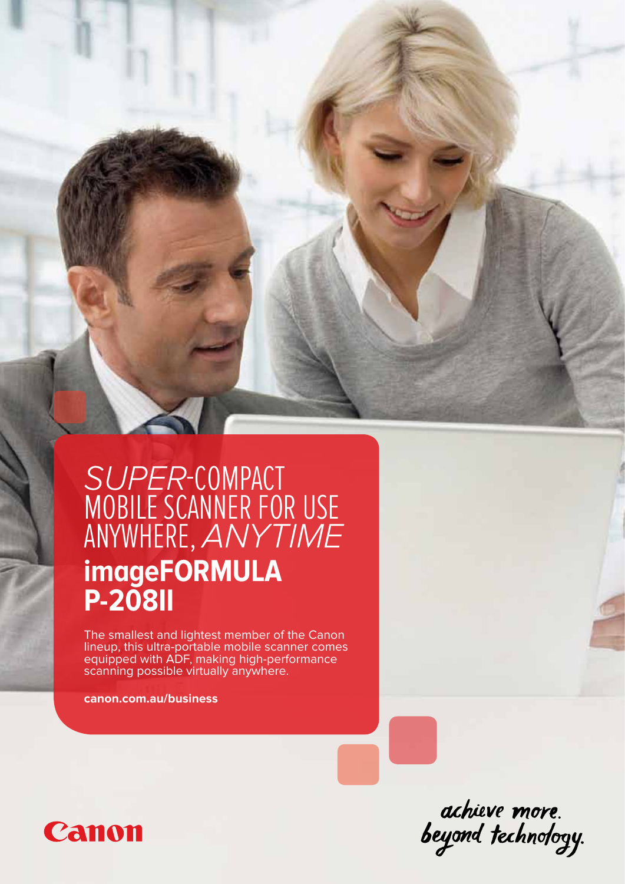# *SUPER*-COMPACT MOBILE SCANNER FOR USE ANYWHERE, *ANYTIME*

## imageFORMULA P-208II

The smallest and lightest member of the Canon lineup, this ultra-portable mobile scanner comes equipped with ADF, making high-performance scanning possible virtually anywhere.

**canon.com.au/business**

Canon

achieve more.
beyond technology.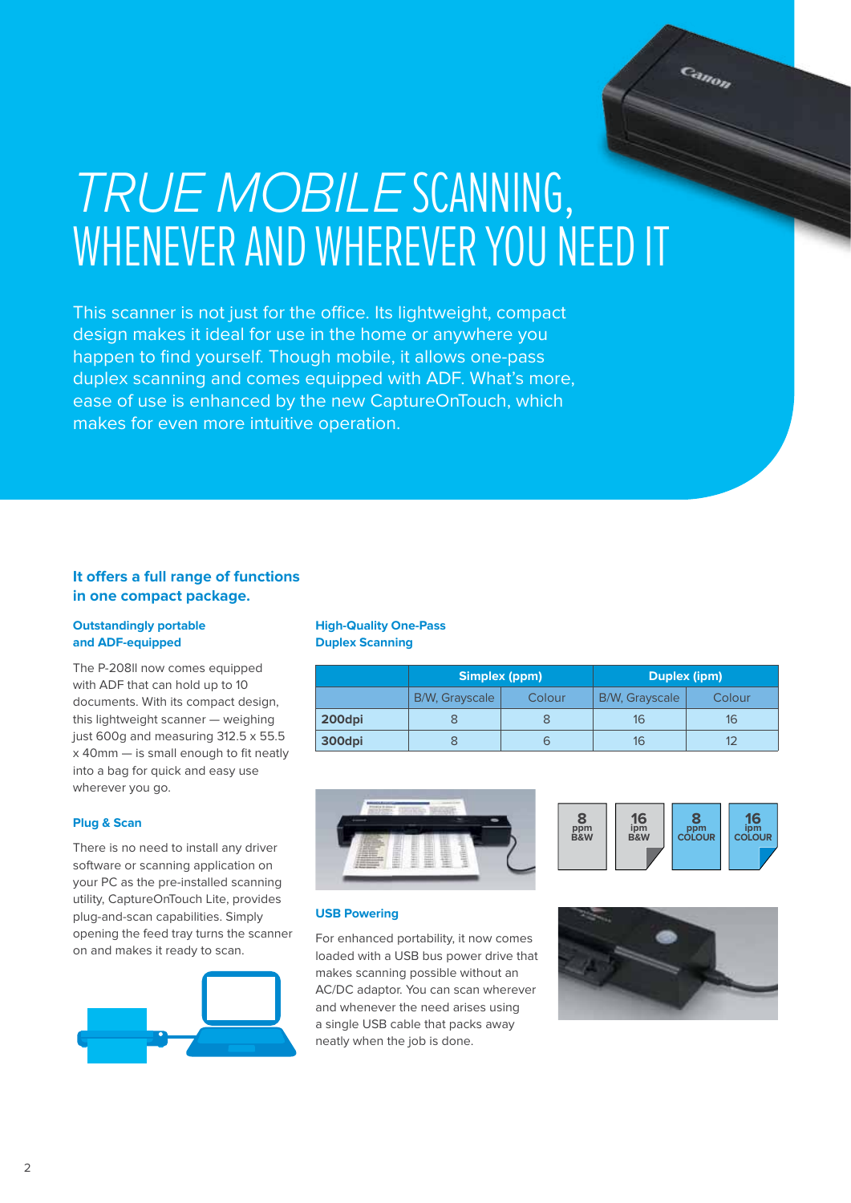# *TRUE MOBILE* SCANNING, WHENEVER AND WHEREVER YOU NEED IT

This scanner is not just for the office. Its lightweight, compact design makes it ideal for use in the home or anywhere you happen to find yourself. Though mobile, it allows one-pass duplex scanning and comes equipped with ADF. What's more, ease of use is enhanced by the new CaptureOnTouch, which makes for even more intuitive operation.

## It offers a full range of functions in one compact package.

### Outstandingly portable and ADF-equipped

The P-208II now comes equipped with ADF that can hold up to 10 documents. With its compact design, this lightweight scanner — weighing just 600g and measuring 312.5 x 55.5 x 40mm — is small enough to fit neatly into a bag for quick and easy use wherever you go.

### Plug & Scan

There is no need to install any driver software or scanning application on your PC as the pre-installed scanning utility, CaptureOnTouch Lite, provides plug-and-scan capabilities. Simply opening the feed tray turns the scanner on and makes it ready to scan.

### High-Quality One-Pass Duplex Scanning

| | Simplex (ppm) | | Duplex (ipm) | |
|---|---|---|---|---|
| | B/W, Grayscale | Colour | B/W, Grayscale | Colour |
| **200dpi** | 8 | 8 | 16 | 16 |
| **300dpi** | 8 | 6 | 16 | 12 |

8 ppm B&W | 16 ipm B&W | 8 ppm COLOUR | 16 ipm COLOUR

### USB Powering

For enhanced portability, it now comes loaded with a USB bus power drive that makes scanning possible without an AC/DC adaptor. You can scan wherever and whenever the need arises using a single USB cable that packs away neatly when the job is done.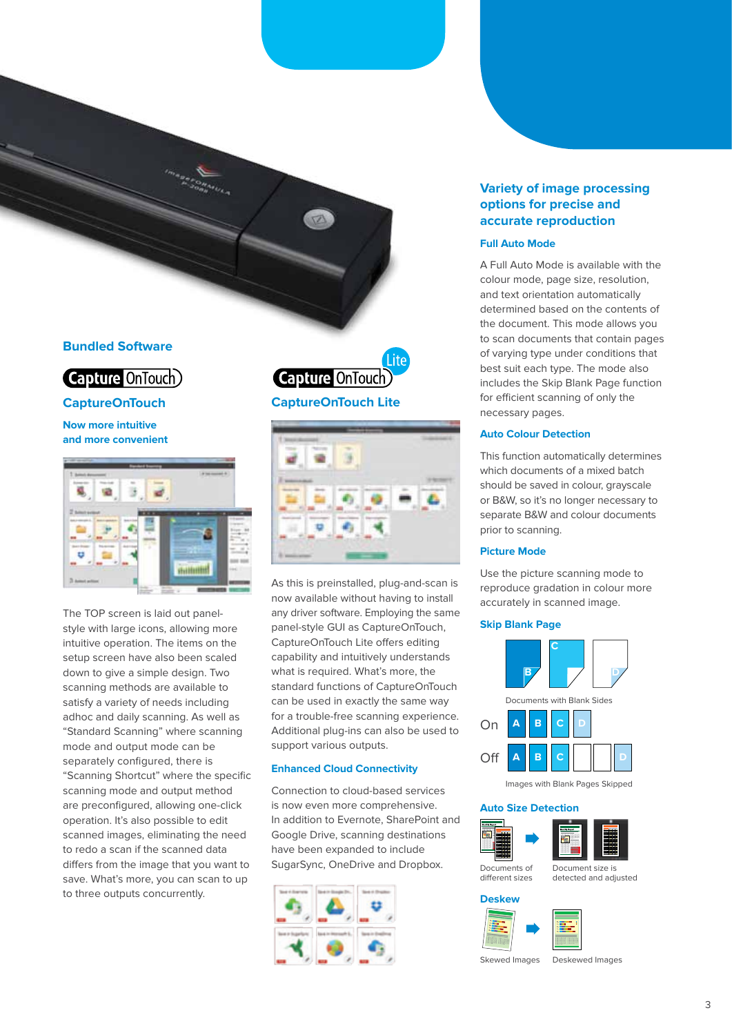## Bundled Software

### CaptureOnTouch

**Now more intuitive and more convenient**

The TOP screen is laid out panel-style with large icons, allowing more intuitive operation. The items on the setup screen have also been scaled down to give a simple design. Two scanning methods are available to satisfy a variety of needs including adhoc and daily scanning. As well as "Standard Scanning" where scanning mode and output mode can be separately configured, there is "Scanning Shortcut" where the specific scanning mode and output method are preconfigured, allowing one-click operation. It's also possible to edit scanned images, eliminating the need to redo a scan if the scanned data differs from the image that you want to save. What's more, you can scan to up to three outputs concurrently.

### CaptureOnTouch Lite

As this is preinstalled, plug-and-scan is now available without having to install any driver software. Employing the same panel-style GUI as CaptureOnTouch, CaptureOnTouch Lite offers editing capability and intuitively understands what is required. What's more, the standard functions of CaptureOnTouch can be used in exactly the same way for a trouble-free scanning experience. Additional plug-ins can also be used to support various outputs.

#### Enhanced Cloud Connectivity

Connection to cloud-based services is now even more comprehensive. In addition to Evernote, SharePoint and Google Drive, scanning destinations have been expanded to include SugarSync, OneDrive and Dropbox.

## Variety of image processing options for precise and accurate reproduction

#### Full Auto Mode

A Full Auto Mode is available with the colour mode, page size, resolution, and text orientation automatically determined based on the contents of the document. This mode allows you to scan documents that contain pages of varying type under conditions that best suit each type. The mode also includes the Skip Blank Page function for efficient scanning of only the necessary pages.

#### Auto Colour Detection

This function automatically determines which documents of a mixed batch should be saved in colour, grayscale or B&W, so it's no longer necessary to separate B&W and colour documents prior to scanning.

#### Picture Mode

Use the picture scanning mode to reproduce gradation in colour more accurately in scanned image.

#### Skip Blank Page

Documents with Blank Sides

On: A B C D

Off: A B C D

Images with Blank Pages Skipped

#### Auto Size Detection

Documents of different sizes → Document size is detected and adjusted

#### Deskew

Skewed Images → Deskewed Images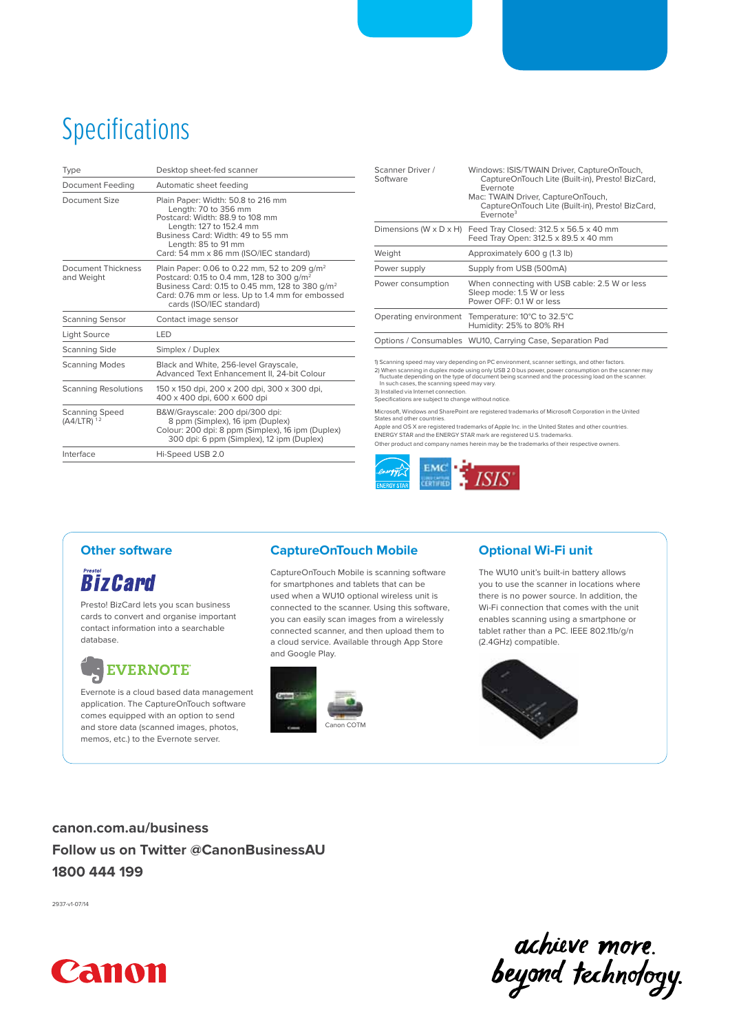# Specifications

| | |
|---|---|
| Type | Desktop sheet-fed scanner |
| Document Feeding | Automatic sheet feeding |
| Document Size | Plain Paper: Width: 50.8 to 216 mm<br>Length: 70 to 356 mm<br>Postcard: Width: 88.9 to 108 mm<br>Length: 127 to 152.4 mm<br>Business Card: Width: 49 to 55 mm<br>Length: 85 to 91 mm<br>Card: 54 mm x 86 mm (ISO/IEC standard) |
| Document Thickness and Weight | Plain Paper: 0.06 to 0.22 mm, 52 to 209 g/m²<br>Postcard: 0.15 to 0.4 mm, 128 to 300 g/m²<br>Business Card: 0.15 to 0.45 mm, 128 to 380 g/m²<br>Card: 0.76 mm or less. Up to 1.4 mm for embossed cards (ISO/IEC standard) |
| Scanning Sensor | Contact image sensor |
| Light Source | LED |
| Scanning Side | Simplex / Duplex |
| Scanning Modes | Black and White, 256-level Grayscale, Advanced Text Enhancement II, 24-bit Colour |
| Scanning Resolutions | 150 x 150 dpi, 200 x 200 dpi, 300 x 300 dpi, 400 x 400 dpi, 600 x 600 dpi |
| Scanning Speed (A4/LTR) [1 2] | B&W/Grayscale: 200 dpi/300 dpi:<br>8 ppm (Simplex), 16 ipm (Duplex)<br>Colour: 200 dpi: 8 ppm (Simplex), 16 ipm (Duplex)<br>300 dpi: 6 ppm (Simplex), 12 ipm (Duplex) |
| Interface | Hi-Speed USB 2.0 |
| Scanner Driver / Software | Windows: ISIS/TWAIN Driver, CaptureOnTouch, CaptureOnTouch Lite (Built-in), Presto! BizCard, Evernote<br>Mac: TWAIN Driver, CaptureOnTouch, CaptureOnTouch Lite (Built-in), Presto! BizCard, Evernote[3] |
| Dimensions (W x D x H) | Feed Tray Closed: 312.5 x 56.5 x 40 mm<br>Feed Tray Open: 312.5 x 89.5 x 40 mm |
| Weight | Approximately 600 g (1.3 lb) |
| Power supply | Supply from USB (500mA) |
| Power consumption | When connecting with USB cable: 2.5 W or less<br>Sleep mode: 1.5 W or less<br>Power OFF: 0.1 W or less |
| Operating environment | Temperature: 10°C to 32.5°C<br>Humidity: 25% to 80% RH |
| Options / Consumables | WU10, Carrying Case, Separation Pad |

1) Scanning speed may vary depending on PC environment, scanner settings, and other factors.
2) When scanning in duplex mode using only USB 2.0 bus power, power consumption on the scanner may fluctuate depending on the type of document being scanned and the processing load on the scanner. In such cases, the scanning speed may vary.
3) Installed via Internet connection.
Specifications are subject to change without notice.

Microsoft, Windows and SharePoint are registered trademarks of Microsoft Corporation in the United States and other countries.
Apple and OS X are registered trademarks of Apple Inc. in the United States and other countries.
ENERGY STAR and the ENERGY STAR mark are registered U.S. trademarks.
Other product and company names herein may be the trademarks of their respective owners.

## Other software

**Presto! BizCard**

Presto! BizCard lets you scan business cards to convert and organise important contact information into a searchable database.

**EVERNOTE**

Evernote is a cloud based data management application. The CaptureOnTouch software comes equipped with an option to send and store data (scanned images, photos, memos, etc.) to the Evernote server.

## CaptureOnTouch Mobile

CaptureOnTouch Mobile is scanning software for smartphones and tablets that can be used when a WU10 optional wireless unit is connected to the scanner. Using this software, you can easily scan images from a wirelessly connected scanner, and then upload them to a cloud service. Available through App Store and Google Play.

Canon COTM

## Optional Wi-Fi unit

The WU10 unit's built-in battery allows you to use the scanner in locations where there is no power source. In addition, the Wi-Fi connection that comes with the unit enables scanning using a smartphone or tablet rather than a PC. IEEE 802.11b/g/n (2.4GHz) compatible.

**canon.com.au/business**
**Follow us on Twitter @CanonBusinessAU**
**1800 444 199**

2937-v1-07/14

Canon

achieve more. beyond technology.